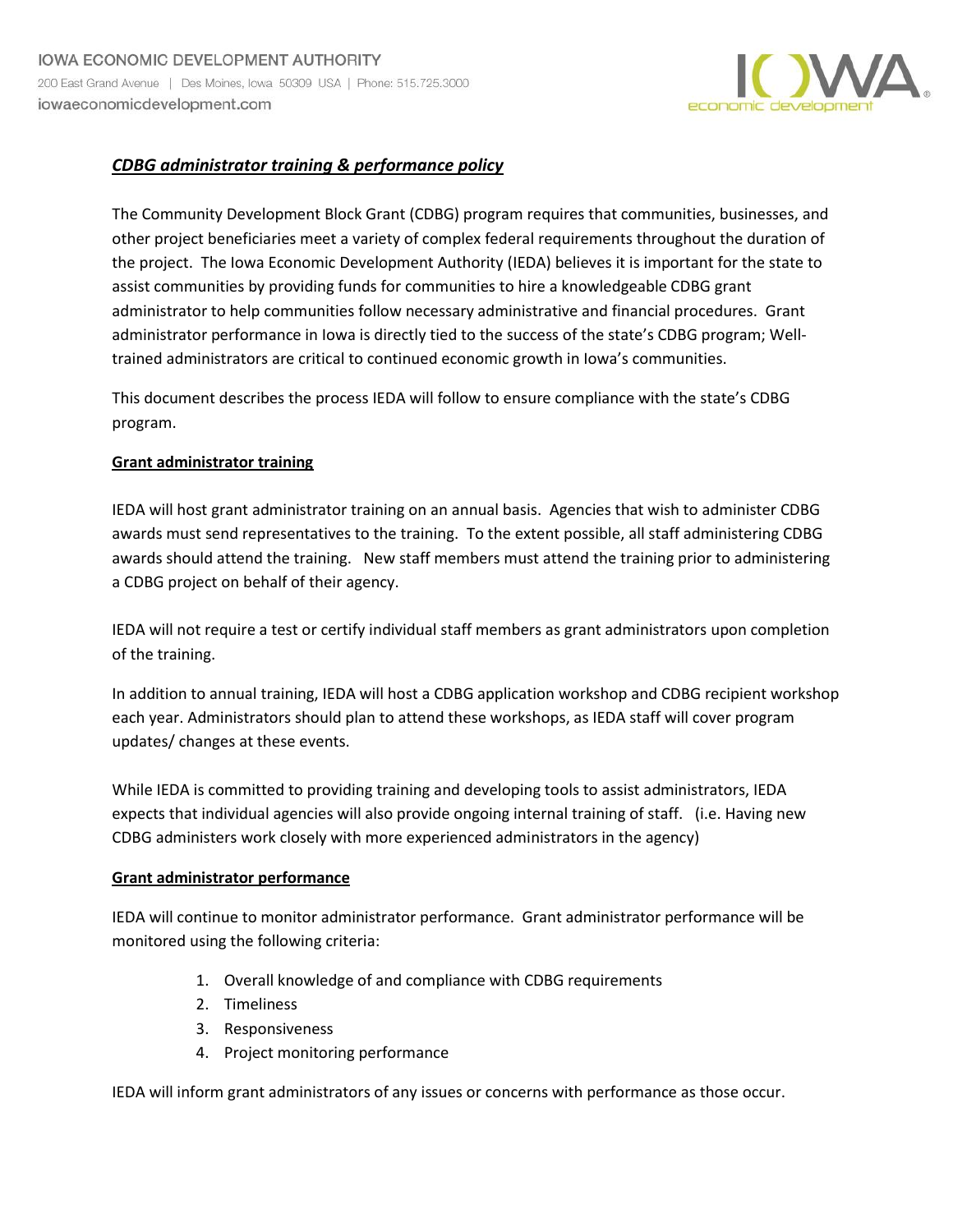IOWA ECONOMIC DEVELOPMENT AUTHORITY
200 East Grand Avenue | Des Moines, Iowa 50309 USA | Phone: 515.725.3000
iowaeconomicdevelopment.com

# *CDBG administrator training & performance policy*

The Community Development Block Grant (CDBG) program requires that communities, businesses, and other project beneficiaries meet a variety of complex federal requirements throughout the duration of the project. The Iowa Economic Development Authority (IEDA) believes it is important for the state to assist communities by providing funds for communities to hire a knowledgeable CDBG grant administrator to help communities follow necessary administrative and financial procedures. Grant administrator performance in Iowa is directly tied to the success of the state's CDBG program; Well-trained administrators are critical to continued economic growth in Iowa's communities.

This document describes the process IEDA will follow to ensure compliance with the state's CDBG program.

## Grant administrator training

IEDA will host grant administrator training on an annual basis. Agencies that wish to administer CDBG awards must send representatives to the training. To the extent possible, all staff administering CDBG awards should attend the training. New staff members must attend the training prior to administering a CDBG project on behalf of their agency.

IEDA will not require a test or certify individual staff members as grant administrators upon completion of the training.

In addition to annual training, IEDA will host a CDBG application workshop and CDBG recipient workshop each year. Administrators should plan to attend these workshops, as IEDA staff will cover program updates/ changes at these events.

While IEDA is committed to providing training and developing tools to assist administrators, IEDA expects that individual agencies will also provide ongoing internal training of staff. (i.e. Having new CDBG administers work closely with more experienced administrators in the agency)

## Grant administrator performance

IEDA will continue to monitor administrator performance. Grant administrator performance will be monitored using the following criteria:

1. Overall knowledge of and compliance with CDBG requirements
2. Timeliness
3. Responsiveness
4. Project monitoring performance

IEDA will inform grant administrators of any issues or concerns with performance as those occur.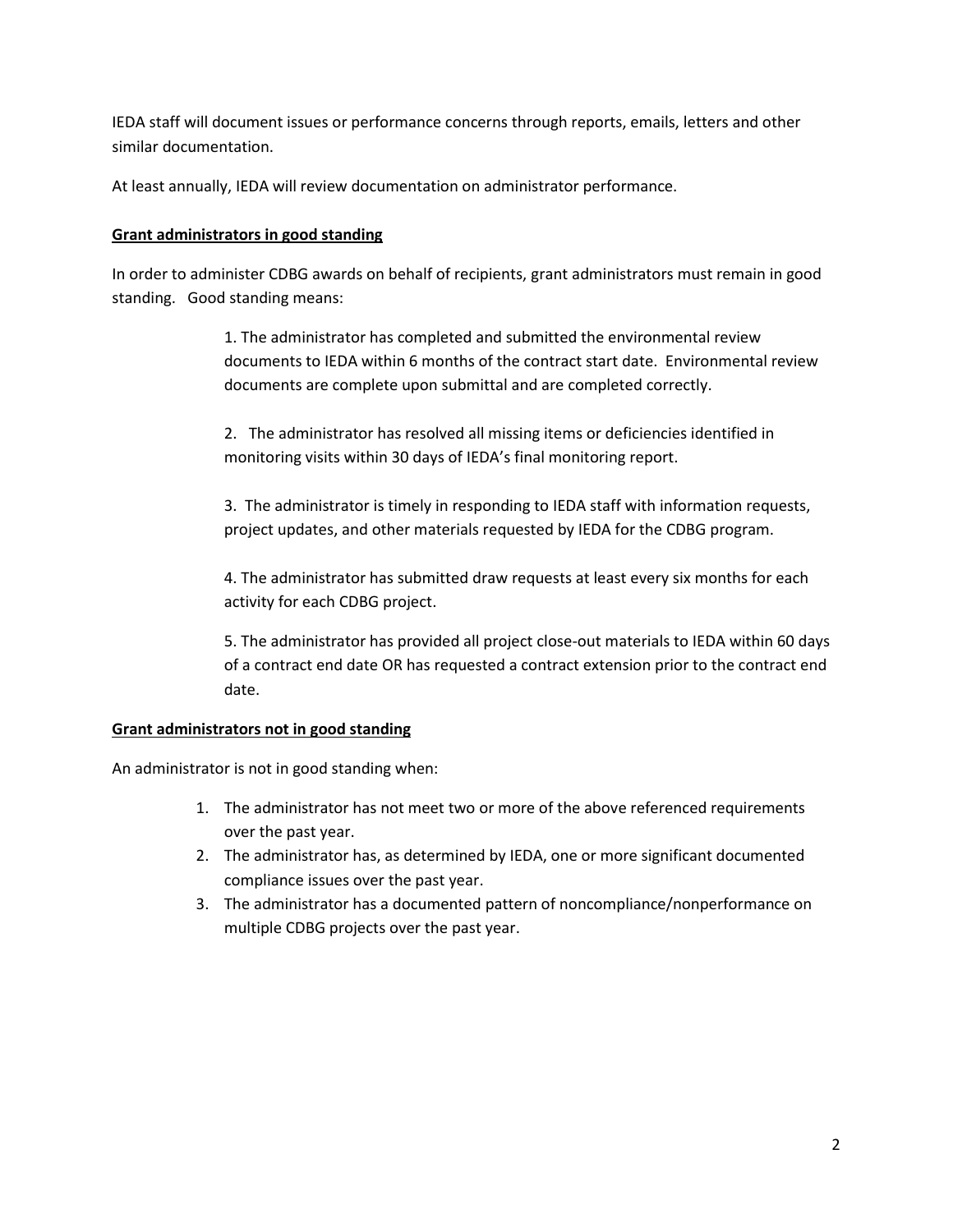IEDA staff will document issues or performance concerns through reports, emails, letters and other similar documentation.

At least annually, IEDA will review documentation on administrator performance.

**Grant administrators in good standing**

In order to administer CDBG awards on behalf of recipients, grant administrators must remain in good standing. Good standing means:

1. The administrator has completed and submitted the environmental review documents to IEDA within 6 months of the contract start date. Environmental review documents are complete upon submittal and are completed correctly.

2. The administrator has resolved all missing items or deficiencies identified in monitoring visits within 30 days of IEDA's final monitoring report.

3. The administrator is timely in responding to IEDA staff with information requests, project updates, and other materials requested by IEDA for the CDBG program.

4. The administrator has submitted draw requests at least every six months for each activity for each CDBG project.

5. The administrator has provided all project close-out materials to IEDA within 60 days of a contract end date OR has requested a contract extension prior to the contract end date.

**Grant administrators not in good standing**

An administrator is not in good standing when:

1. The administrator has not meet two or more of the above referenced requirements over the past year.
2. The administrator has, as determined by IEDA, one or more significant documented compliance issues over the past year.
3. The administrator has a documented pattern of noncompliance/nonperformance on multiple CDBG projects over the past year.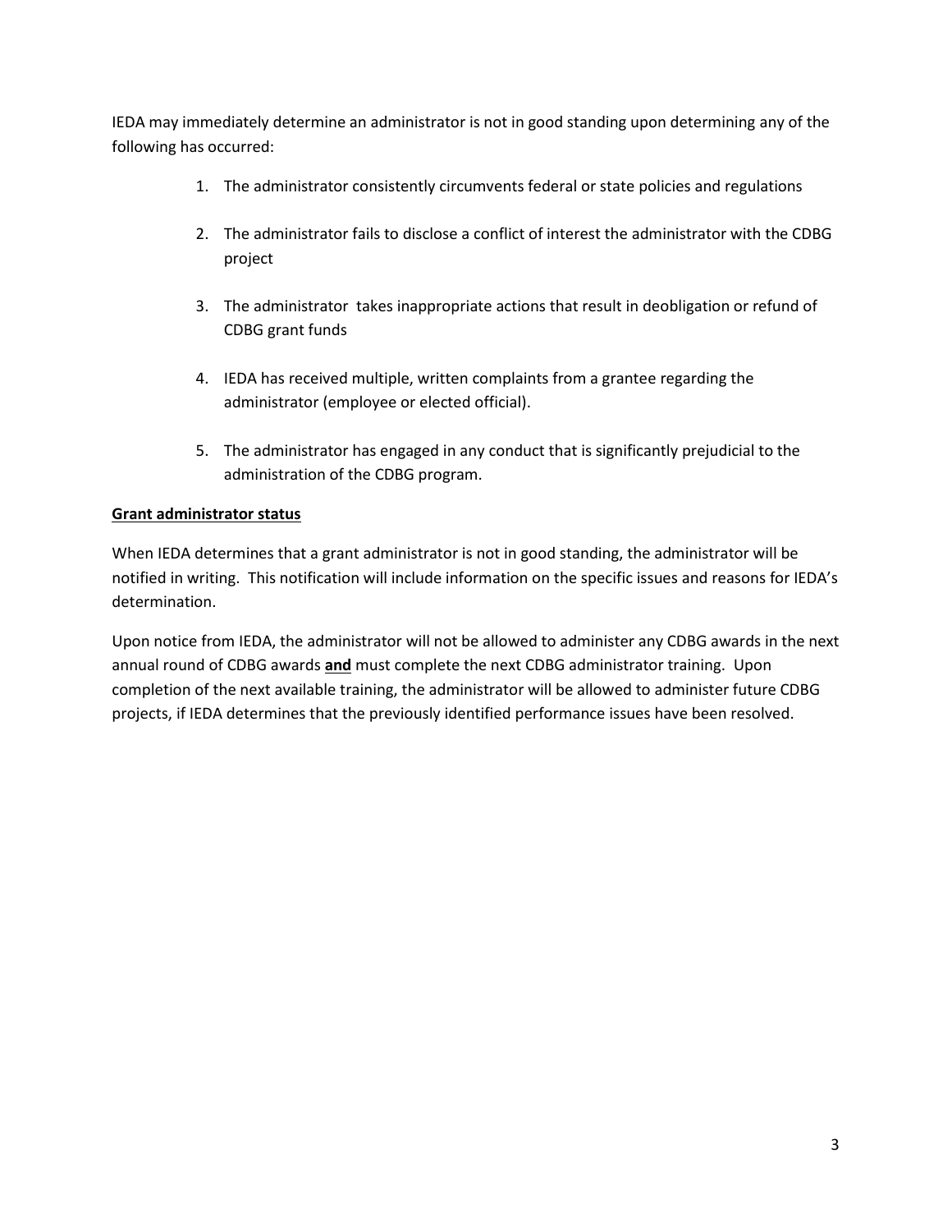IEDA may immediately determine an administrator is not in good standing upon determining any of the following has occurred:

1. The administrator consistently circumvents federal or state policies and regulations
2. The administrator fails to disclose a conflict of interest the administrator with the CDBG project
3. The administrator takes inappropriate actions that result in deobligation or refund of CDBG grant funds
4. IEDA has received multiple, written complaints from a grantee regarding the administrator (employee or elected official).
5. The administrator has engaged in any conduct that is significantly prejudicial to the administration of the CDBG program.

**Grant administrator status**

When IEDA determines that a grant administrator is not in good standing, the administrator will be notified in writing. This notification will include information on the specific issues and reasons for IEDA's determination.

Upon notice from IEDA, the administrator will not be allowed to administer any CDBG awards in the next annual round of CDBG awards **and** must complete the next CDBG administrator training. Upon completion of the next available training, the administrator will be allowed to administer future CDBG projects, if IEDA determines that the previously identified performance issues have been resolved.